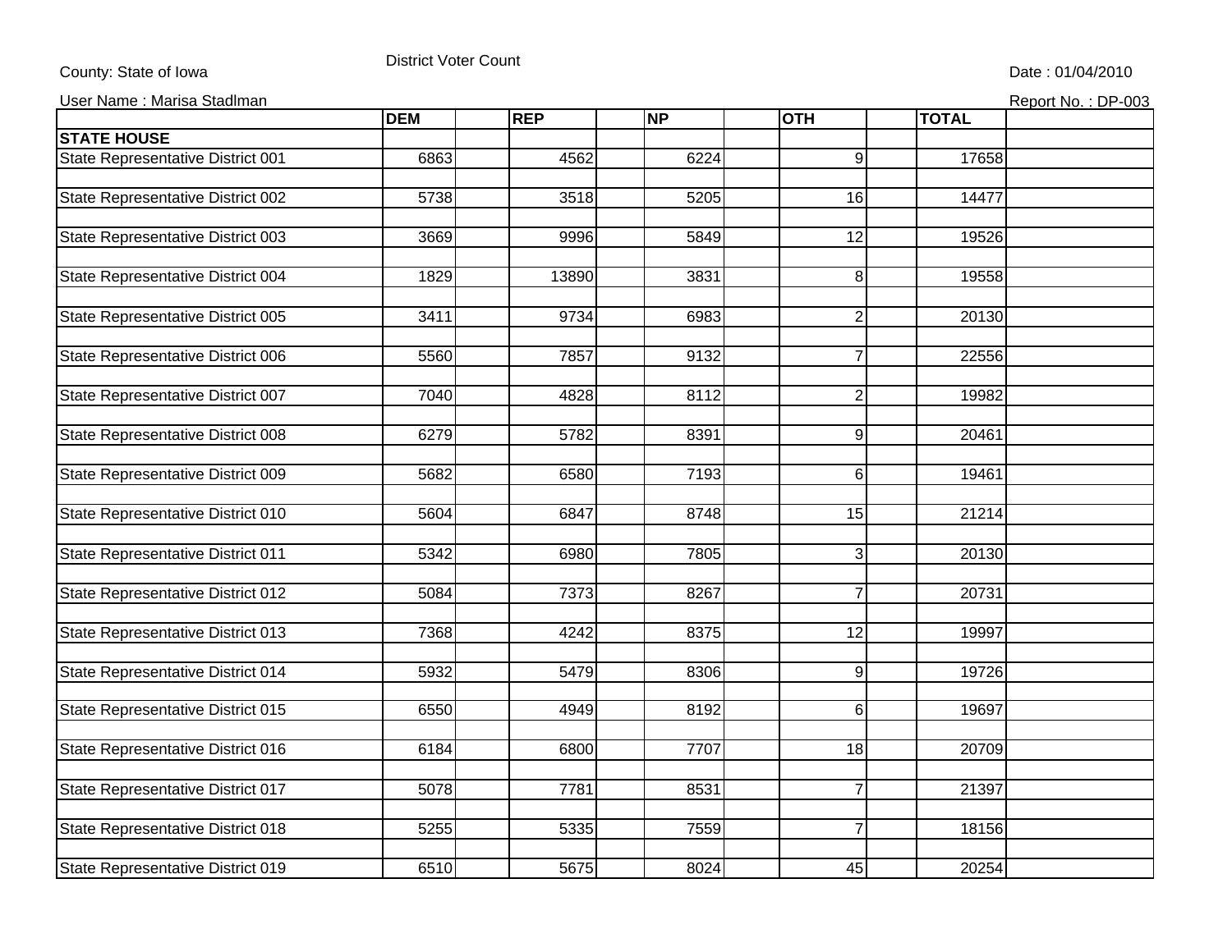County: State of Iowa

District Voter Count

Date : 01/04/2010

User Name : Marisa Stadlman

Report No. : DP-003

| | DEM | REP | NP | OTH | TOTAL |
|---|---|---|---|---|---|
| **STATE HOUSE** | | | | | |
| State Representative District 001 | 6863 | 4562 | 6224 | 9 | 17658 |
| State Representative District 002 | 5738 | 3518 | 5205 | 16 | 14477 |
| State Representative District 003 | 3669 | 9996 | 5849 | 12 | 19526 |
| State Representative District 004 | 1829 | 13890 | 3831 | 8 | 19558 |
| State Representative District 005 | 3411 | 9734 | 6983 | 2 | 20130 |
| State Representative District 006 | 5560 | 7857 | 9132 | 7 | 22556 |
| State Representative District 007 | 7040 | 4828 | 8112 | 2 | 19982 |
| State Representative District 008 | 6279 | 5782 | 8391 | 9 | 20461 |
| State Representative District 009 | 5682 | 6580 | 7193 | 6 | 19461 |
| State Representative District 010 | 5604 | 6847 | 8748 | 15 | 21214 |
| State Representative District 011 | 5342 | 6980 | 7805 | 3 | 20130 |
| State Representative District 012 | 5084 | 7373 | 8267 | 7 | 20731 |
| State Representative District 013 | 7368 | 4242 | 8375 | 12 | 19997 |
| State Representative District 014 | 5932 | 5479 | 8306 | 9 | 19726 |
| State Representative District 015 | 6550 | 4949 | 8192 | 6 | 19697 |
| State Representative District 016 | 6184 | 6800 | 7707 | 18 | 20709 |
| State Representative District 017 | 5078 | 7781 | 8531 | 7 | 21397 |
| State Representative District 018 | 5255 | 5335 | 7559 | 7 | 18156 |
| State Representative District 019 | 6510 | 5675 | 8024 | 45 | 20254 |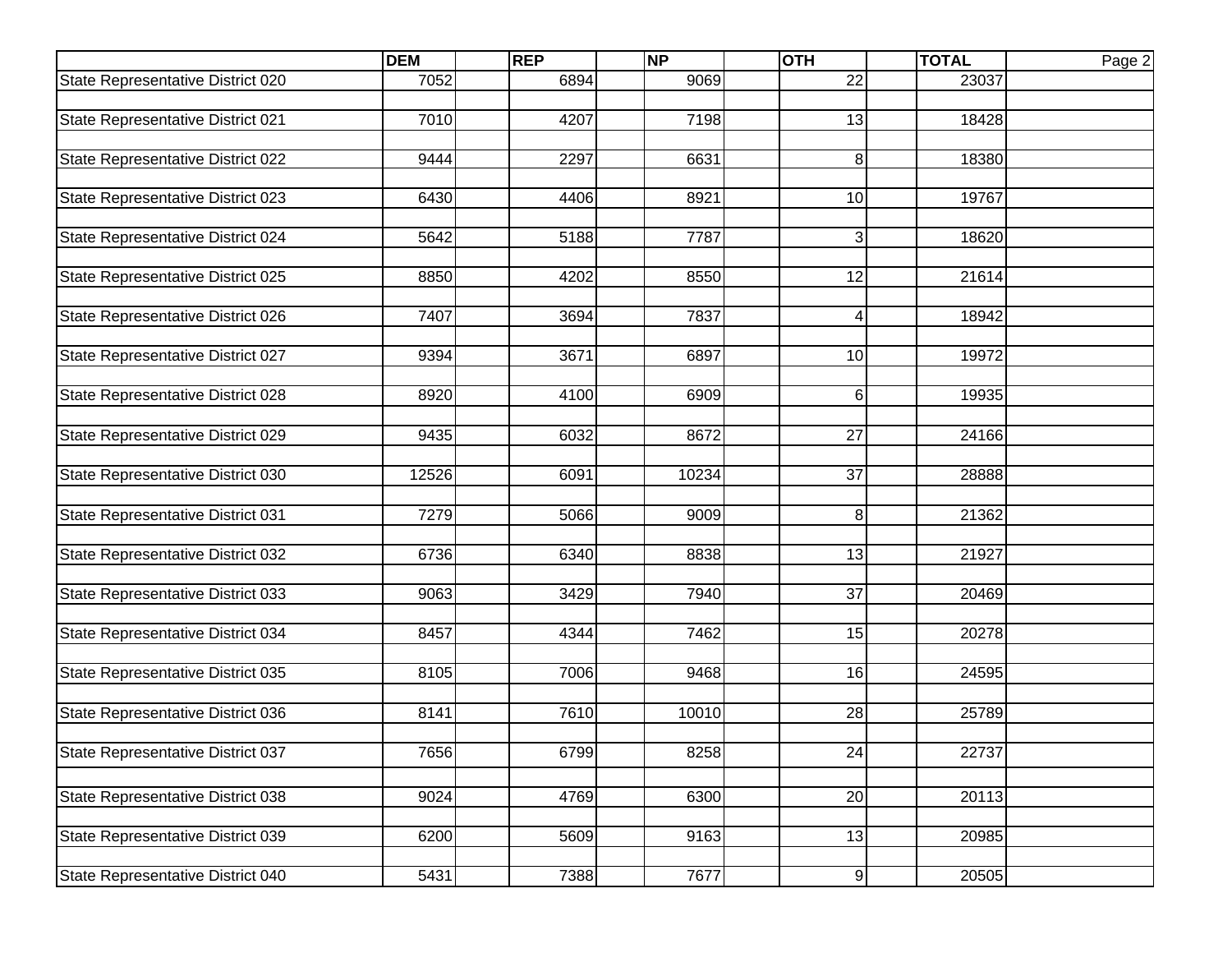| | DEM | REP | NP | OTH | TOTAL |
|---|---|---|---|---|---|
| State Representative District 020 | 7052 | 6894 | 9069 | 22 | 23037 |
| State Representative District 021 | 7010 | 4207 | 7198 | 13 | 18428 |
| State Representative District 022 | 9444 | 2297 | 6631 | 8 | 18380 |
| State Representative District 023 | 6430 | 4406 | 8921 | 10 | 19767 |
| State Representative District 024 | 5642 | 5188 | 7787 | 3 | 18620 |
| State Representative District 025 | 8850 | 4202 | 8550 | 12 | 21614 |
| State Representative District 026 | 7407 | 3694 | 7837 | 4 | 18942 |
| State Representative District 027 | 9394 | 3671 | 6897 | 10 | 19972 |
| State Representative District 028 | 8920 | 4100 | 6909 | 6 | 19935 |
| State Representative District 029 | 9435 | 6032 | 8672 | 27 | 24166 |
| State Representative District 030 | 12526 | 6091 | 10234 | 37 | 28888 |
| State Representative District 031 | 7279 | 5066 | 9009 | 8 | 21362 |
| State Representative District 032 | 6736 | 6340 | 8838 | 13 | 21927 |
| State Representative District 033 | 9063 | 3429 | 7940 | 37 | 20469 |
| State Representative District 034 | 8457 | 4344 | 7462 | 15 | 20278 |
| State Representative District 035 | 8105 | 7006 | 9468 | 16 | 24595 |
| State Representative District 036 | 8141 | 7610 | 10010 | 28 | 25789 |
| State Representative District 037 | 7656 | 6799 | 8258 | 24 | 22737 |
| State Representative District 038 | 9024 | 4769 | 6300 | 20 | 20113 |
| State Representative District 039 | 6200 | 5609 | 9163 | 13 | 20985 |
| State Representative District 040 | 5431 | 7388 | 7677 | 9 | 20505 |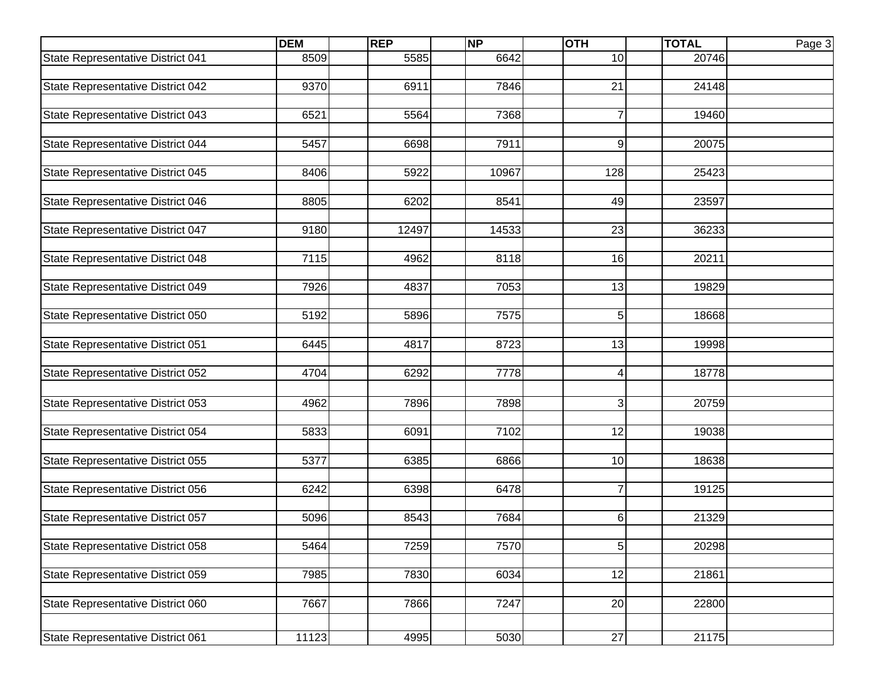| | DEM | REP | NP | OTH | TOTAL |
|---|---|---|---|---|---|
| State Representative District 041 | 8509 | 5585 | 6642 | 10 | 20746 |
| State Representative District 042 | 9370 | 6911 | 7846 | 21 | 24148 |
| State Representative District 043 | 6521 | 5564 | 7368 | 7 | 19460 |
| State Representative District 044 | 5457 | 6698 | 7911 | 9 | 20075 |
| State Representative District 045 | 8406 | 5922 | 10967 | 128 | 25423 |
| State Representative District 046 | 8805 | 6202 | 8541 | 49 | 23597 |
| State Representative District 047 | 9180 | 12497 | 14533 | 23 | 36233 |
| State Representative District 048 | 7115 | 4962 | 8118 | 16 | 20211 |
| State Representative District 049 | 7926 | 4837 | 7053 | 13 | 19829 |
| State Representative District 050 | 5192 | 5896 | 7575 | 5 | 18668 |
| State Representative District 051 | 6445 | 4817 | 8723 | 13 | 19998 |
| State Representative District 052 | 4704 | 6292 | 7778 | 4 | 18778 |
| State Representative District 053 | 4962 | 7896 | 7898 | 3 | 20759 |
| State Representative District 054 | 5833 | 6091 | 7102 | 12 | 19038 |
| State Representative District 055 | 5377 | 6385 | 6866 | 10 | 18638 |
| State Representative District 056 | 6242 | 6398 | 6478 | 7 | 19125 |
| State Representative District 057 | 5096 | 8543 | 7684 | 6 | 21329 |
| State Representative District 058 | 5464 | 7259 | 7570 | 5 | 20298 |
| State Representative District 059 | 7985 | 7830 | 6034 | 12 | 21861 |
| State Representative District 060 | 7667 | 7866 | 7247 | 20 | 22800 |
| State Representative District 061 | 11123 | 4995 | 5030 | 27 | 21175 |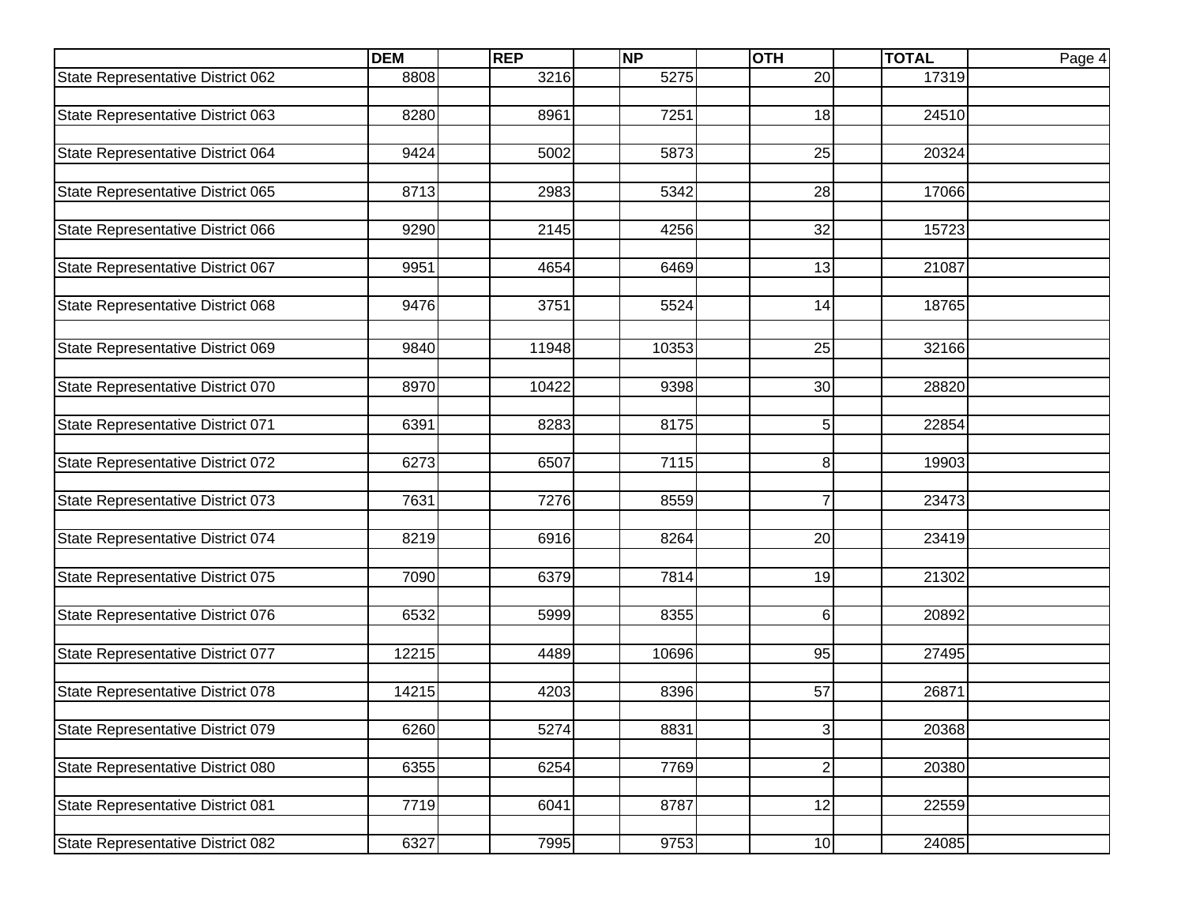| | DEM | REP | NP | OTH | TOTAL |
|---|---|---|---|---|---|
| State Representative District 062 | 8808 | 3216 | 5275 | 20 | 17319 |
| State Representative District 063 | 8280 | 8961 | 7251 | 18 | 24510 |
| State Representative District 064 | 9424 | 5002 | 5873 | 25 | 20324 |
| State Representative District 065 | 8713 | 2983 | 5342 | 28 | 17066 |
| State Representative District 066 | 9290 | 2145 | 4256 | 32 | 15723 |
| State Representative District 067 | 9951 | 4654 | 6469 | 13 | 21087 |
| State Representative District 068 | 9476 | 3751 | 5524 | 14 | 18765 |
| State Representative District 069 | 9840 | 11948 | 10353 | 25 | 32166 |
| State Representative District 070 | 8970 | 10422 | 9398 | 30 | 28820 |
| State Representative District 071 | 6391 | 8283 | 8175 | 5 | 22854 |
| State Representative District 072 | 6273 | 6507 | 7115 | 8 | 19903 |
| State Representative District 073 | 7631 | 7276 | 8559 | 7 | 23473 |
| State Representative District 074 | 8219 | 6916 | 8264 | 20 | 23419 |
| State Representative District 075 | 7090 | 6379 | 7814 | 19 | 21302 |
| State Representative District 076 | 6532 | 5999 | 8355 | 6 | 20892 |
| State Representative District 077 | 12215 | 4489 | 10696 | 95 | 27495 |
| State Representative District 078 | 14215 | 4203 | 8396 | 57 | 26871 |
| State Representative District 079 | 6260 | 5274 | 8831 | 3 | 20368 |
| State Representative District 080 | 6355 | 6254 | 7769 | 2 | 20380 |
| State Representative District 081 | 7719 | 6041 | 8787 | 12 | 22559 |
| State Representative District 082 | 6327 | 7995 | 9753 | 10 | 24085 |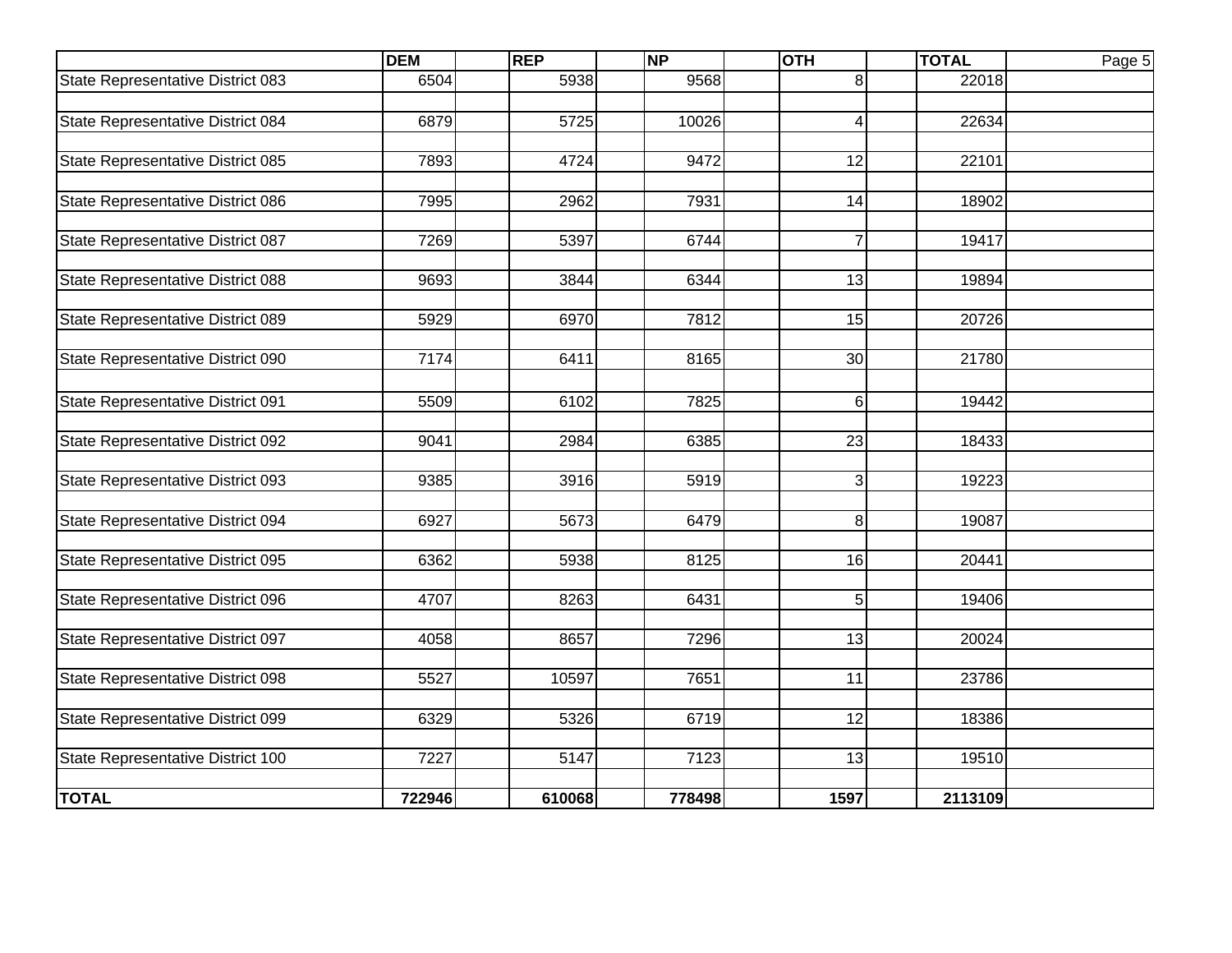| | DEM | REP | NP | OTH | TOTAL |
|---|---|---|---|---|---|
| State Representative District 083 | 6504 | 5938 | 9568 | 8 | 22018 |
| State Representative District 084 | 6879 | 5725 | 10026 | 4 | 22634 |
| State Representative District 085 | 7893 | 4724 | 9472 | 12 | 22101 |
| State Representative District 086 | 7995 | 2962 | 7931 | 14 | 18902 |
| State Representative District 087 | 7269 | 5397 | 6744 | 7 | 19417 |
| State Representative District 088 | 9693 | 3844 | 6344 | 13 | 19894 |
| State Representative District 089 | 5929 | 6970 | 7812 | 15 | 20726 |
| State Representative District 090 | 7174 | 6411 | 8165 | 30 | 21780 |
| State Representative District 091 | 5509 | 6102 | 7825 | 6 | 19442 |
| State Representative District 092 | 9041 | 2984 | 6385 | 23 | 18433 |
| State Representative District 093 | 9385 | 3916 | 5919 | 3 | 19223 |
| State Representative District 094 | 6927 | 5673 | 6479 | 8 | 19087 |
| State Representative District 095 | 6362 | 5938 | 8125 | 16 | 20441 |
| State Representative District 096 | 4707 | 8263 | 6431 | 5 | 19406 |
| State Representative District 097 | 4058 | 8657 | 7296 | 13 | 20024 |
| State Representative District 098 | 5527 | 10597 | 7651 | 11 | 23786 |
| State Representative District 099 | 6329 | 5326 | 6719 | 12 | 18386 |
| State Representative District 100 | 7227 | 5147 | 7123 | 13 | 19510 |
| **TOTAL** | **722946** | **610068** | **778498** | **1597** | **2113109** |